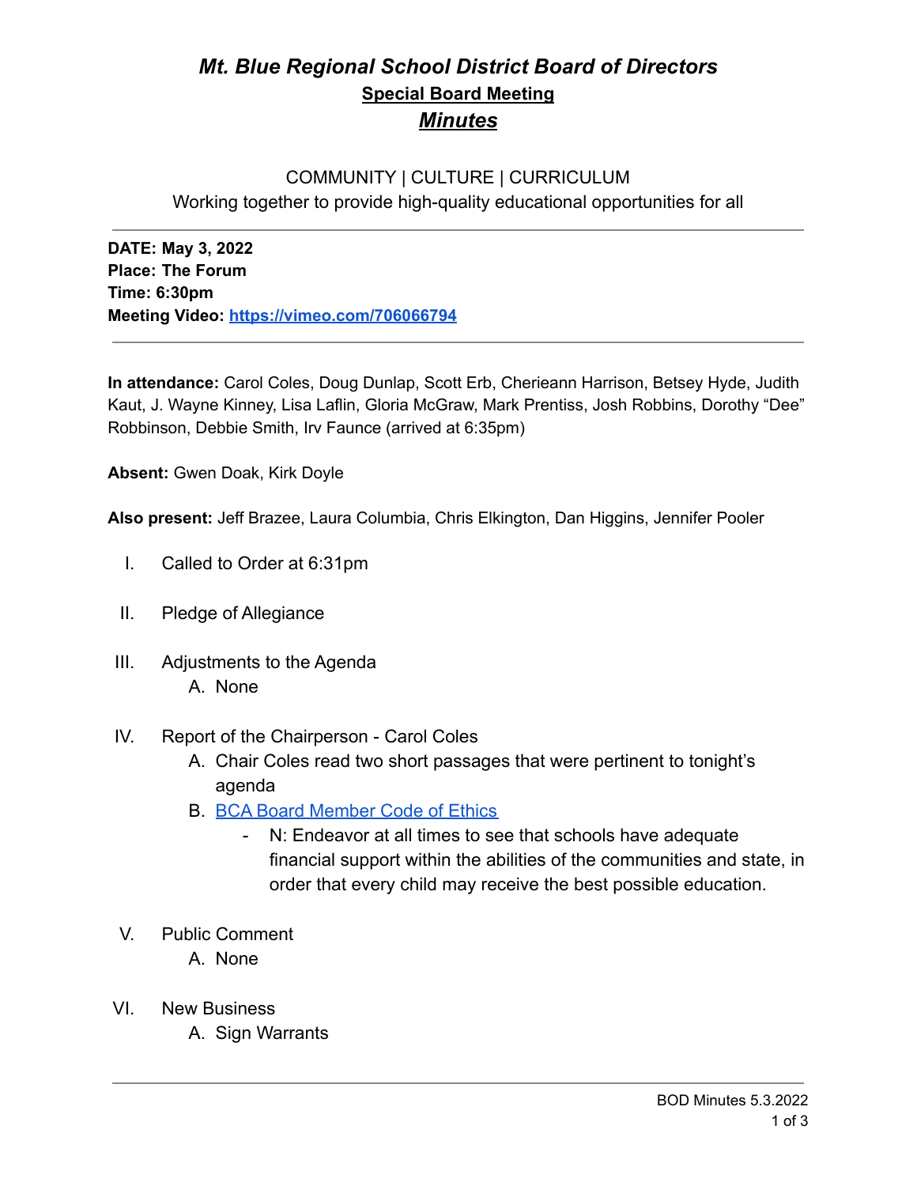# *Mt. Blue Regional School District Board of Directors*

## Special Board Meeting

## *Minutes*

COMMUNITY | CULTURE | CURRICULUM
Working together to provide high-quality educational opportunities for all

---

**DATE: May 3, 2022**
**Place: The Forum**
**Time: 6:30pm**
**Meeting Video: [https://vimeo.com/706066794](https://vimeo.com/706066794)**

---

**In attendance:** Carol Coles, Doug Dunlap, Scott Erb, Cherieann Harrison, Betsey Hyde, Judith Kaut, J. Wayne Kinney, Lisa Laflin, Gloria McGraw, Mark Prentiss, Josh Robbins, Dorothy "Dee" Robbinson, Debbie Smith, Irv Faunce (arrived at 6:35pm)

**Absent:** Gwen Doak, Kirk Doyle

**Also present:** Jeff Brazee, Laura Columbia, Chris Elkington, Dan Higgins, Jennifer Pooler

I. Called to Order at 6:31pm

II. Pledge of Allegiance

III. Adjustments to the Agenda
   A. None

IV. Report of the Chairperson - Carol Coles
   A. Chair Coles read two short passages that were pertinent to tonight's agenda
   B. BCA Board Member Code of Ethics
      - N: Endeavor at all times to see that schools have adequate financial support within the abilities of the communities and state, in order that every child may receive the best possible education.

V. Public Comment
   A. None

VI. New Business
   A. Sign Warrants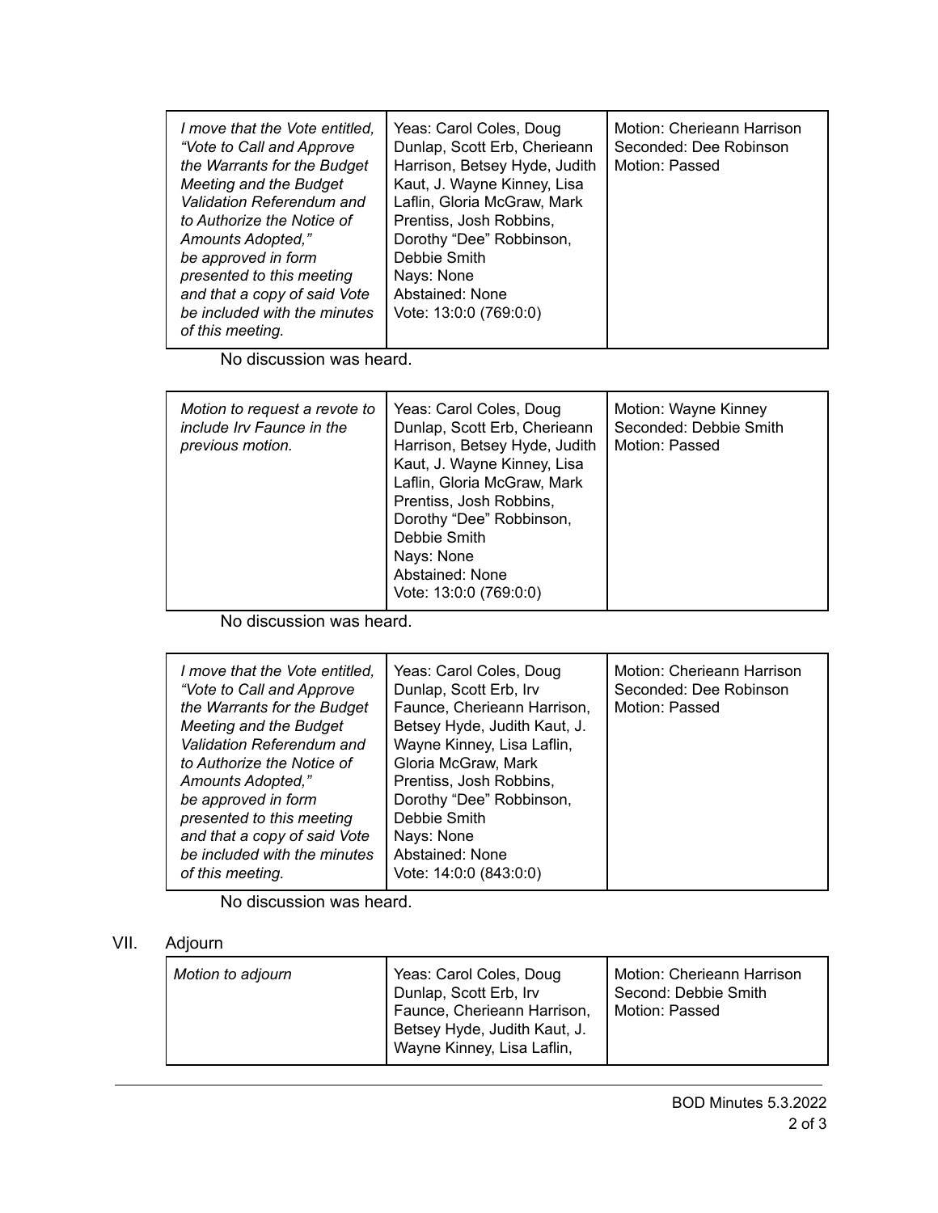| | | |
|---|---|---|
| *I move that the Vote entitled, "Vote to Call and Approve the Warrants for the Budget Meeting and the Budget Validation Referendum and to Authorize the Notice of Amounts Adopted," be approved in form presented to this meeting and that a copy of said Vote be included with the minutes of this meeting.* | Yeas: Carol Coles, Doug Dunlap, Scott Erb, Cherieann Harrison, Betsey Hyde, Judith Kaut, J. Wayne Kinney, Lisa Laflin, Gloria McGraw, Mark Prentiss, Josh Robbins, Dorothy "Dee" Robbinson, Debbie Smith<br>Nays: None<br>Abstained: None<br>Vote: 13:0:0 (769:0:0) | Motion: Cherieann Harrison<br>Seconded: Dee Robinson<br>Motion: Passed |

No discussion was heard.

| | | |
|---|---|---|
| *Motion to request a revote to include Irv Faunce in the previous motion.* | Yeas: Carol Coles, Doug Dunlap, Scott Erb, Cherieann Harrison, Betsey Hyde, Judith Kaut, J. Wayne Kinney, Lisa Laflin, Gloria McGraw, Mark Prentiss, Josh Robbins, Dorothy "Dee" Robbinson, Debbie Smith<br>Nays: None<br>Abstained: None<br>Vote: 13:0:0 (769:0:0) | Motion: Wayne Kinney<br>Seconded: Debbie Smith<br>Motion: Passed |

No discussion was heard.

| | | |
|---|---|---|
| *I move that the Vote entitled, "Vote to Call and Approve the Warrants for the Budget Meeting and the Budget Validation Referendum and to Authorize the Notice of Amounts Adopted," be approved in form presented to this meeting and that a copy of said Vote be included with the minutes of this meeting.* | Yeas: Carol Coles, Doug Dunlap, Scott Erb, Irv Faunce, Cherieann Harrison, Betsey Hyde, Judith Kaut, J. Wayne Kinney, Lisa Laflin, Gloria McGraw, Mark Prentiss, Josh Robbins, Dorothy "Dee" Robbinson, Debbie Smith<br>Nays: None<br>Abstained: None<br>Vote: 14:0:0 (843:0:0) | Motion: Cherieann Harrison<br>Seconded: Dee Robinson<br>Motion: Passed |

No discussion was heard.

VII. Adjourn

| | | |
|---|---|---|
| *Motion to adjourn* | Yeas: Carol Coles, Doug Dunlap, Scott Erb, Irv Faunce, Cherieann Harrison, Betsey Hyde, Judith Kaut, J. Wayne Kinney, Lisa Laflin, | Motion: Cherieann Harrison<br>Second: Debbie Smith<br>Motion: Passed |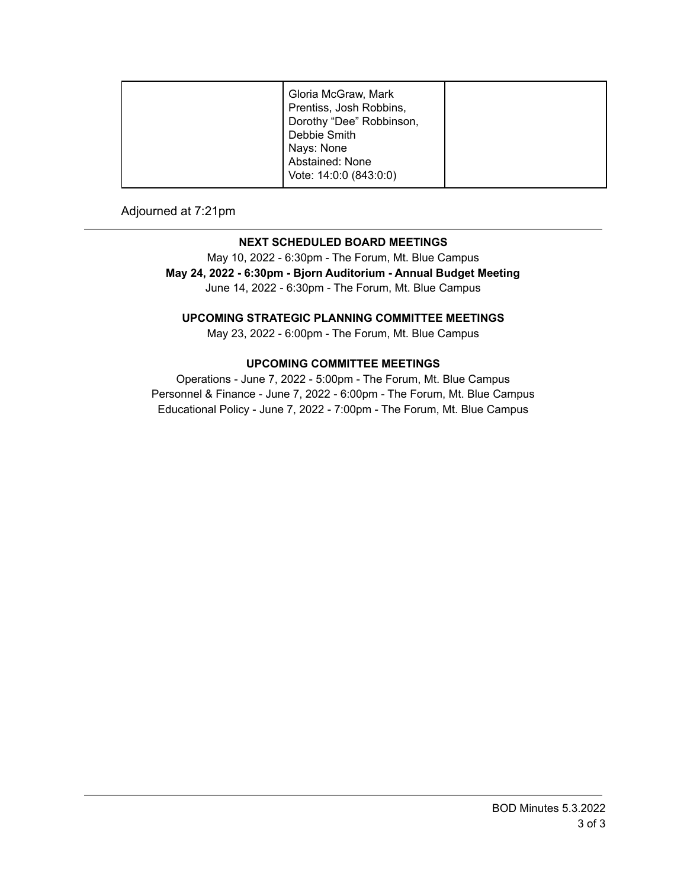| | | |
|---|---|---|
| | Gloria McGraw, Mark Prentiss, Josh Robbins, Dorothy "Dee" Robbinson, Debbie Smith<br>Nays: None<br>Abstained: None<br>Vote: 14:0:0 (843:0:0) | |

Adjourned at 7:21pm

---

**NEXT SCHEDULED BOARD MEETINGS**

May 10, 2022 - 6:30pm - The Forum, Mt. Blue Campus
**May 24, 2022 - 6:30pm - Bjorn Auditorium - Annual Budget Meeting**
June 14, 2022 - 6:30pm - The Forum, Mt. Blue Campus

**UPCOMING STRATEGIC PLANNING COMMITTEE MEETINGS**

May 23, 2022 - 6:00pm - The Forum, Mt. Blue Campus

**UPCOMING COMMITTEE MEETINGS**

Operations - June 7, 2022 - 5:00pm - The Forum, Mt. Blue Campus
Personnel & Finance - June 7, 2022 - 6:00pm - The Forum, Mt. Blue Campus
Educational Policy - June 7, 2022 - 7:00pm - The Forum, Mt. Blue Campus